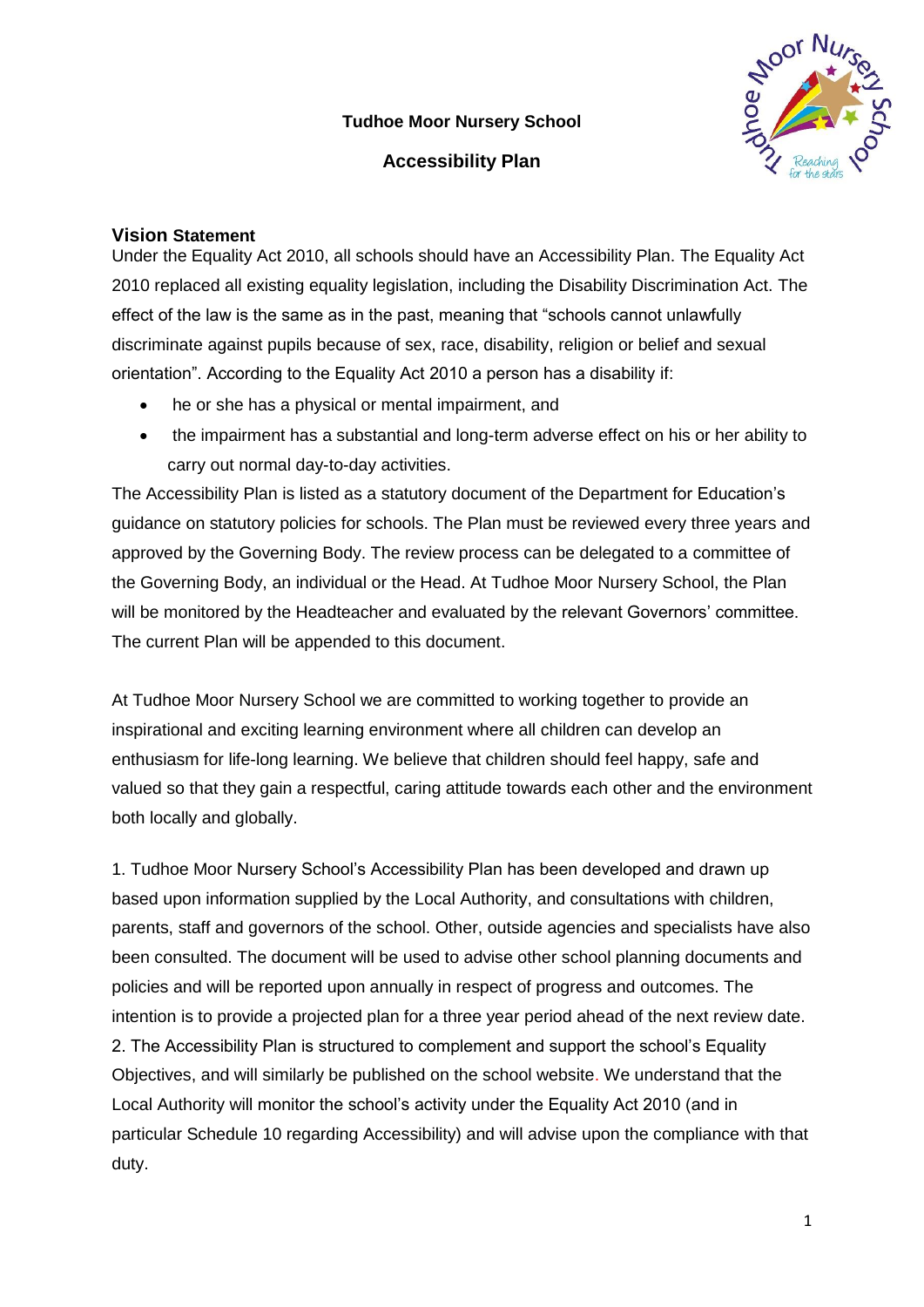**Tudhoe Moor Nursery School**

**Accessibility Plan**

## Vision Statement

Under the Equality Act 2010, all schools should have an Accessibility Plan. The Equality Act 2010 replaced all existing equality legislation, including the Disability Discrimination Act. The effect of the law is the same as in the past, meaning that "schools cannot unlawfully discriminate against pupils because of sex, race, disability, religion or belief and sexual orientation". According to the Equality Act 2010 a person has a disability if:

- he or she has a physical or mental impairment, and
- the impairment has a substantial and long-term adverse effect on his or her ability to carry out normal day-to-day activities.

The Accessibility Plan is listed as a statutory document of the Department for Education's guidance on statutory policies for schools. The Plan must be reviewed every three years and approved by the Governing Body. The review process can be delegated to a committee of the Governing Body, an individual or the Head. At Tudhoe Moor Nursery School, the Plan will be monitored by the Headteacher and evaluated by the relevant Governors' committee. The current Plan will be appended to this document.

At Tudhoe Moor Nursery School we are committed to working together to provide an inspirational and exciting learning environment where all children can develop an enthusiasm for life-long learning. We believe that children should feel happy, safe and valued so that they gain a respectful, caring attitude towards each other and the environment both locally and globally.

1. Tudhoe Moor Nursery School's Accessibility Plan has been developed and drawn up based upon information supplied by the Local Authority, and consultations with children, parents, staff and governors of the school. Other, outside agencies and specialists have also been consulted. The document will be used to advise other school planning documents and policies and will be reported upon annually in respect of progress and outcomes. The intention is to provide a projected plan for a three year period ahead of the next review date.

2. The Accessibility Plan is structured to complement and support the school's Equality Objectives, and will similarly be published on the school website. We understand that the Local Authority will monitor the school's activity under the Equality Act 2010 (and in particular Schedule 10 regarding Accessibility) and will advise upon the compliance with that duty.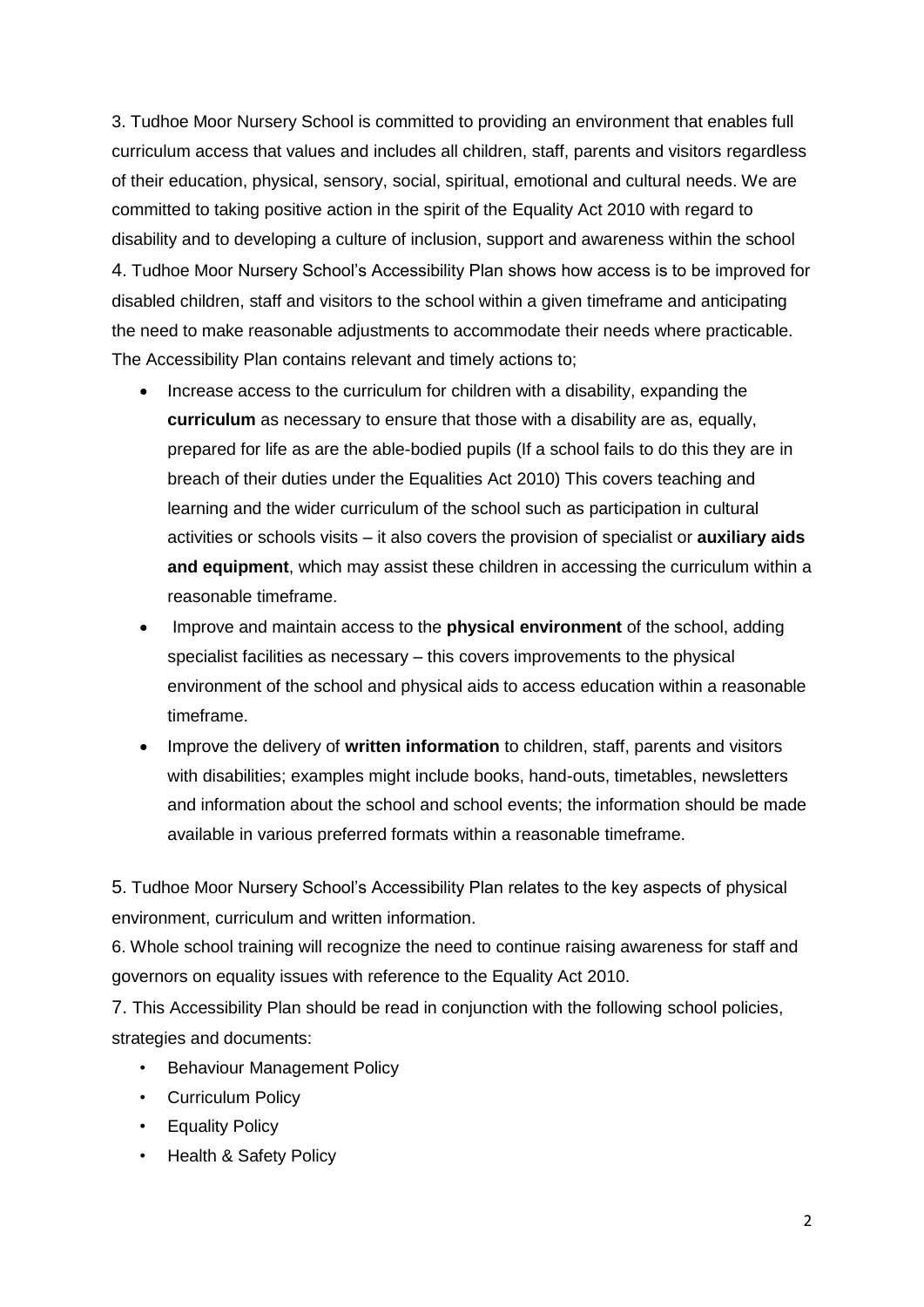3. Tudhoe Moor Nursery School is committed to providing an environment that enables full curriculum access that values and includes all children, staff, parents and visitors regardless of their education, physical, sensory, social, spiritual, emotional and cultural needs. We are committed to taking positive action in the spirit of the Equality Act 2010 with regard to disability and to developing a culture of inclusion, support and awareness within the school

4. Tudhoe Moor Nursery School's Accessibility Plan shows how access is to be improved for disabled children, staff and visitors to the school within a given timeframe and anticipating the need to make reasonable adjustments to accommodate their needs where practicable. The Accessibility Plan contains relevant and timely actions to;

- Increase access to the curriculum for children with a disability, expanding the **curriculum** as necessary to ensure that those with a disability are as, equally, prepared for life as are the able-bodied pupils (If a school fails to do this they are in breach of their duties under the Equalities Act 2010) This covers teaching and learning and the wider curriculum of the school such as participation in cultural activities or schools visits – it also covers the provision of specialist or **auxiliary aids and equipment**, which may assist these children in accessing the curriculum within a reasonable timeframe.
- Improve and maintain access to the **physical environment** of the school, adding specialist facilities as necessary – this covers improvements to the physical environment of the school and physical aids to access education within a reasonable timeframe.
- Improve the delivery of **written information** to children, staff, parents and visitors with disabilities; examples might include books, hand-outs, timetables, newsletters and information about the school and school events; the information should be made available in various preferred formats within a reasonable timeframe.

5. Tudhoe Moor Nursery School's Accessibility Plan relates to the key aspects of physical environment, curriculum and written information.

6. Whole school training will recognize the need to continue raising awareness for staff and governors on equality issues with reference to the Equality Act 2010.

7. This Accessibility Plan should be read in conjunction with the following school policies, strategies and documents:

- Behaviour Management Policy
- Curriculum Policy
- Equality Policy
- Health & Safety Policy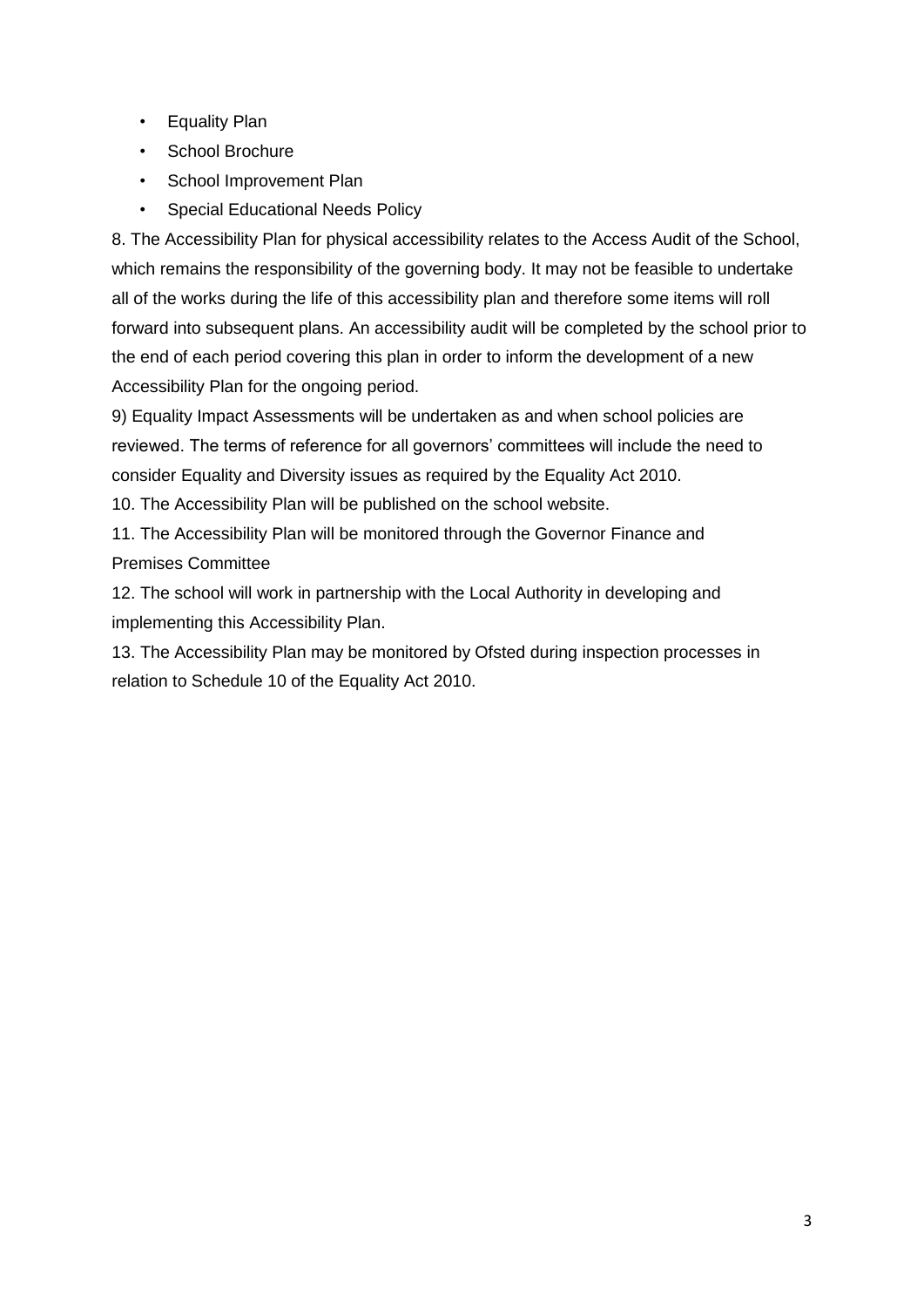- Equality Plan
- School Brochure
- School Improvement Plan
- Special Educational Needs Policy

8. The Accessibility Plan for physical accessibility relates to the Access Audit of the School, which remains the responsibility of the governing body. It may not be feasible to undertake all of the works during the life of this accessibility plan and therefore some items will roll forward into subsequent plans. An accessibility audit will be completed by the school prior to the end of each period covering this plan in order to inform the development of a new Accessibility Plan for the ongoing period.

9) Equality Impact Assessments will be undertaken as and when school policies are reviewed. The terms of reference for all governors' committees will include the need to consider Equality and Diversity issues as required by the Equality Act 2010.

10. The Accessibility Plan will be published on the school website.

11. The Accessibility Plan will be monitored through the Governor Finance and Premises Committee

12. The school will work in partnership with the Local Authority in developing and implementing this Accessibility Plan.

13. The Accessibility Plan may be monitored by Ofsted during inspection processes in relation to Schedule 10 of the Equality Act 2010.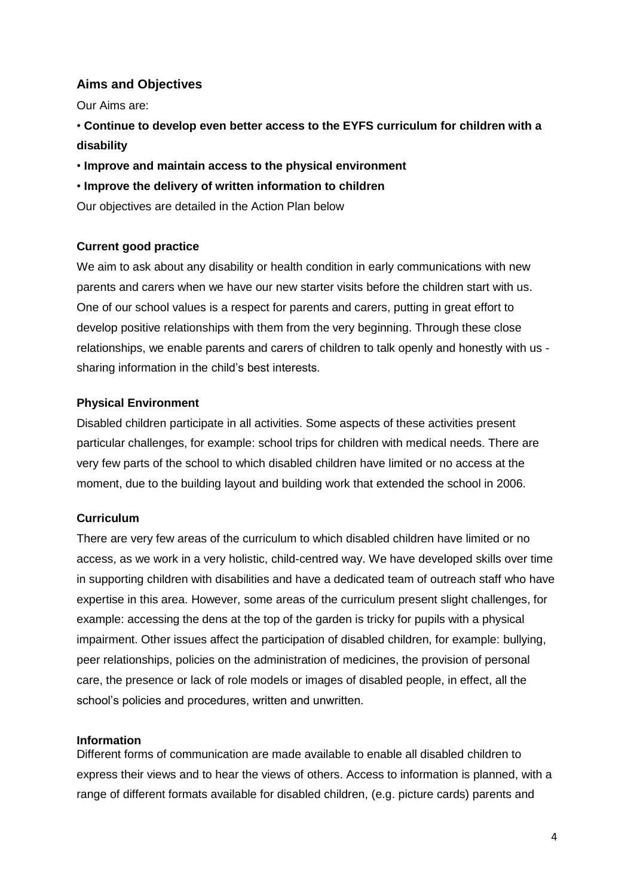## Aims and Objectives

Our Aims are:

- **Continue to develop even better access to the EYFS curriculum for children with a disability**
- **Improve and maintain access to the physical environment**
- **Improve the delivery of written information to children**

Our objectives are detailed in the Action Plan below

### Current good practice

We aim to ask about any disability or health condition in early communications with new parents and carers when we have our new starter visits before the children start with us. One of our school values is a respect for parents and carers, putting in great effort to develop positive relationships with them from the very beginning. Through these close relationships, we enable parents and carers of children to talk openly and honestly with us - sharing information in the child's best interests.

### Physical Environment

Disabled children participate in all activities. Some aspects of these activities present particular challenges, for example: school trips for children with medical needs. There are very few parts of the school to which disabled children have limited or no access at the moment, due to the building layout and building work that extended the school in 2006.

### Curriculum

There are very few areas of the curriculum to which disabled children have limited or no access, as we work in a very holistic, child-centred way. We have developed skills over time in supporting children with disabilities and have a dedicated team of outreach staff who have expertise in this area. However, some areas of the curriculum present slight challenges, for example: accessing the dens at the top of the garden is tricky for pupils with a physical impairment. Other issues affect the participation of disabled children, for example: bullying, peer relationships, policies on the administration of medicines, the provision of personal care, the presence or lack of role models or images of disabled people, in effect, all the school's policies and procedures, written and unwritten.

### Information

Different forms of communication are made available to enable all disabled children to express their views and to hear the views of others. Access to information is planned, with a range of different formats available for disabled children, (e.g. picture cards) parents and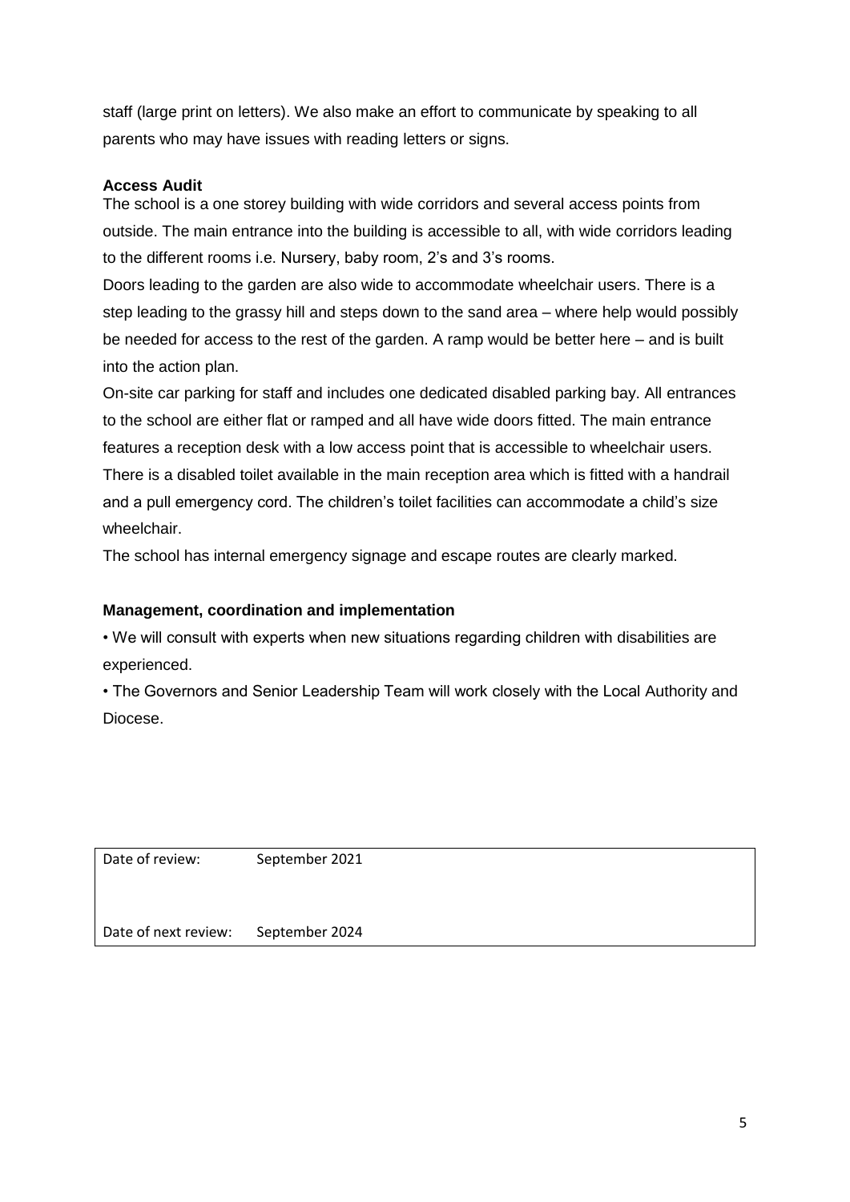staff (large print on letters). We also make an effort to communicate by speaking to all parents who may have issues with reading letters or signs.

**Access Audit**

The school is a one storey building with wide corridors and several access points from outside. The main entrance into the building is accessible to all, with wide corridors leading to the different rooms i.e. Nursery, baby room, 2's and 3's rooms.

Doors leading to the garden are also wide to accommodate wheelchair users. There is a step leading to the grassy hill and steps down to the sand area – where help would possibly be needed for access to the rest of the garden. A ramp would be better here – and is built into the action plan.

On-site car parking for staff and includes one dedicated disabled parking bay. All entrances to the school are either flat or ramped and all have wide doors fitted. The main entrance features a reception desk with a low access point that is accessible to wheelchair users. There is a disabled toilet available in the main reception area which is fitted with a handrail and a pull emergency cord. The children's toilet facilities can accommodate a child's size wheelchair.

The school has internal emergency signage and escape routes are clearly marked.

**Management, coordination and implementation**

- We will consult with experts when new situations regarding children with disabilities are experienced.
- The Governors and Senior Leadership Team will work closely with the Local Authority and Diocese.

| Date of review: | September 2021 |
|---|---|
| Date of next review: | September 2024 |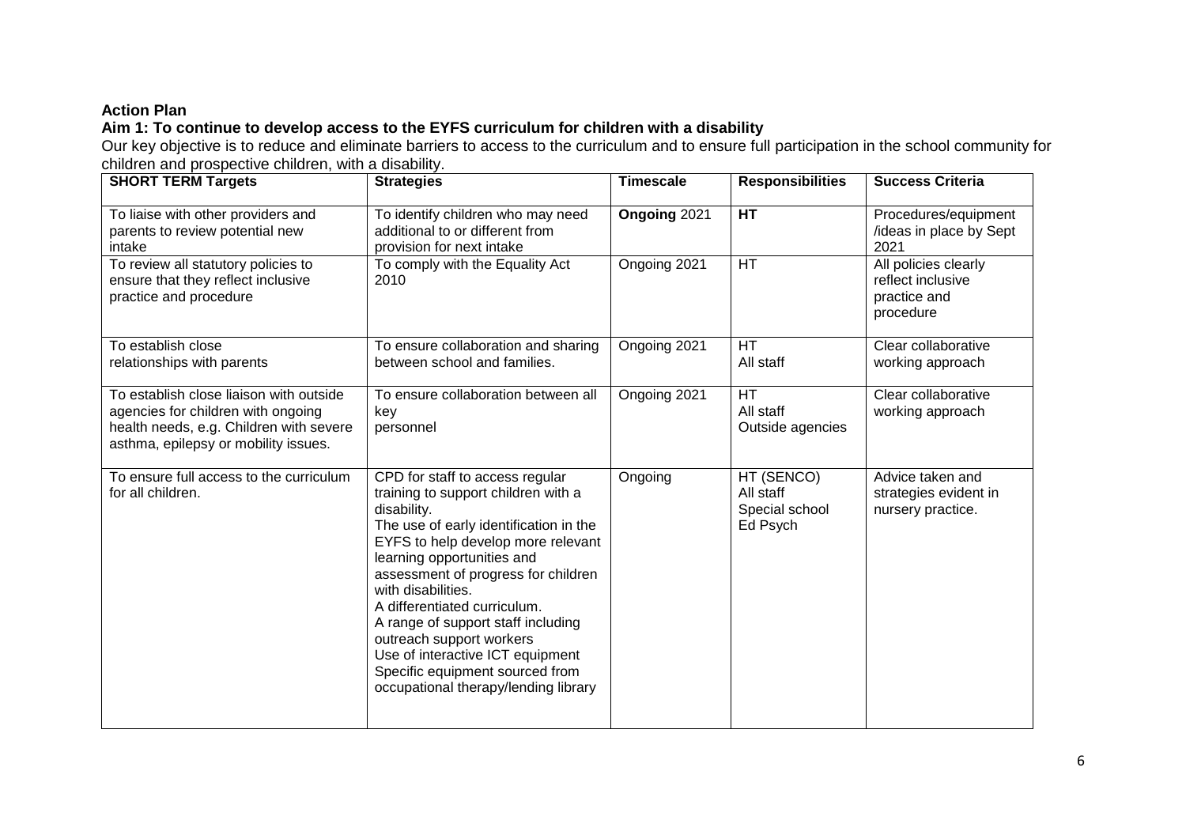**Action Plan**

**Aim 1: To continue to develop access to the EYFS curriculum for children with a disability**

Our key objective is to reduce and eliminate barriers to access to the curriculum and to ensure full participation in the school community for children and prospective children, with a disability.

| **SHORT TERM Targets** | **Strategies** | **Timescale** | **Responsibilities** | **Success Criteria** |
|---|---|---|---|---|
| To liaise with other providers and parents to review potential new intake | To identify children who may need additional to or different from provision for next intake | **Ongoing** 2021 | **HT** | Procedures/equipment /ideas in place by Sept 2021 |
| To review all statutory policies to ensure that they reflect inclusive practice and procedure | To comply with the Equality Act 2010 | Ongoing 2021 | HT | All policies clearly reflect inclusive practice and procedure |
| To establish close relationships with parents | To ensure collaboration and sharing between school and families. | Ongoing 2021 | HT<br>All staff | Clear collaborative working approach |
| To establish close liaison with outside agencies for children with ongoing health needs, e.g. Children with severe asthma, epilepsy or mobility issues. | To ensure collaboration between all key personnel | Ongoing 2021 | HT<br>All staff<br>Outside agencies | Clear collaborative working approach |
| To ensure full access to the curriculum for all children. | CPD for staff to access regular training to support children with a disability.<br>The use of early identification in the EYFS to help develop more relevant learning opportunities and assessment of progress for children with disabilities.<br>A differentiated curriculum.<br>A range of support staff including outreach support workers<br>Use of interactive ICT equipment<br>Specific equipment sourced from occupational therapy/lending library | Ongoing | HT (SENCO)<br>All staff<br>Special school<br>Ed Psych | Advice taken and strategies evident in nursery practice. |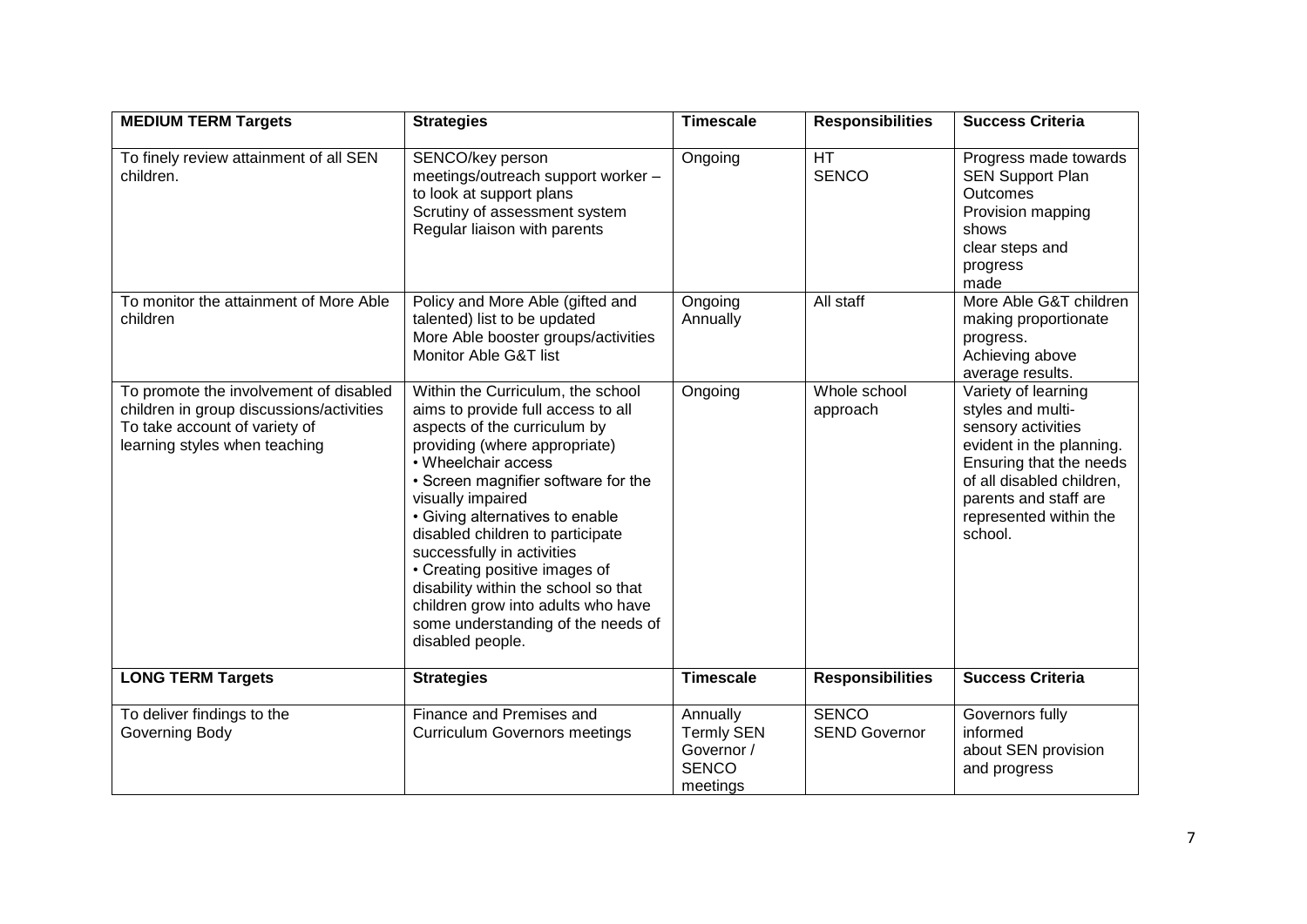| MEDIUM TERM Targets | Strategies | Timescale | Responsibilities | Success Criteria |
|---|---|---|---|---|
| To finely review attainment of all SEN children. | SENCO/key person meetings/outreach support worker – to look at support plans<br>Scrutiny of assessment system<br>Regular liaison with parents | Ongoing | HT<br>SENCO | Progress made towards SEN Support Plan Outcomes<br>Provision mapping shows clear steps and progress made |
| To monitor the attainment of More Able children | Policy and More Able (gifted and talented) list to be updated<br>More Able booster groups/activities<br>Monitor Able G&T list | Ongoing<br>Annually | All staff | More Able G&T children making proportionate progress.<br>Achieving above average results. |
| To promote the involvement of disabled children in group discussions/activities<br>To take account of variety of learning styles when teaching | Within the Curriculum, the school aims to provide full access to all aspects of the curriculum by providing (where appropriate)<br>• Wheelchair access<br>• Screen magnifier software for the visually impaired<br>• Giving alternatives to enable disabled children to participate successfully in activities<br>• Creating positive images of disability within the school so that children grow into adults who have some understanding of the needs of disabled people. | Ongoing | Whole school approach | Variety of learning styles and multi-sensory activities evident in the planning. Ensuring that the needs of all disabled children, parents and staff are represented within the school. |
| **LONG TERM Targets** | **Strategies** | **Timescale** | **Responsibilities** | **Success Criteria** |
| To deliver findings to the Governing Body | Finance and Premises and Curriculum Governors meetings | Annually<br>Termly SEN Governor / SENCO meetings | SENCO<br>SEND Governor | Governors fully informed about SEN provision and progress |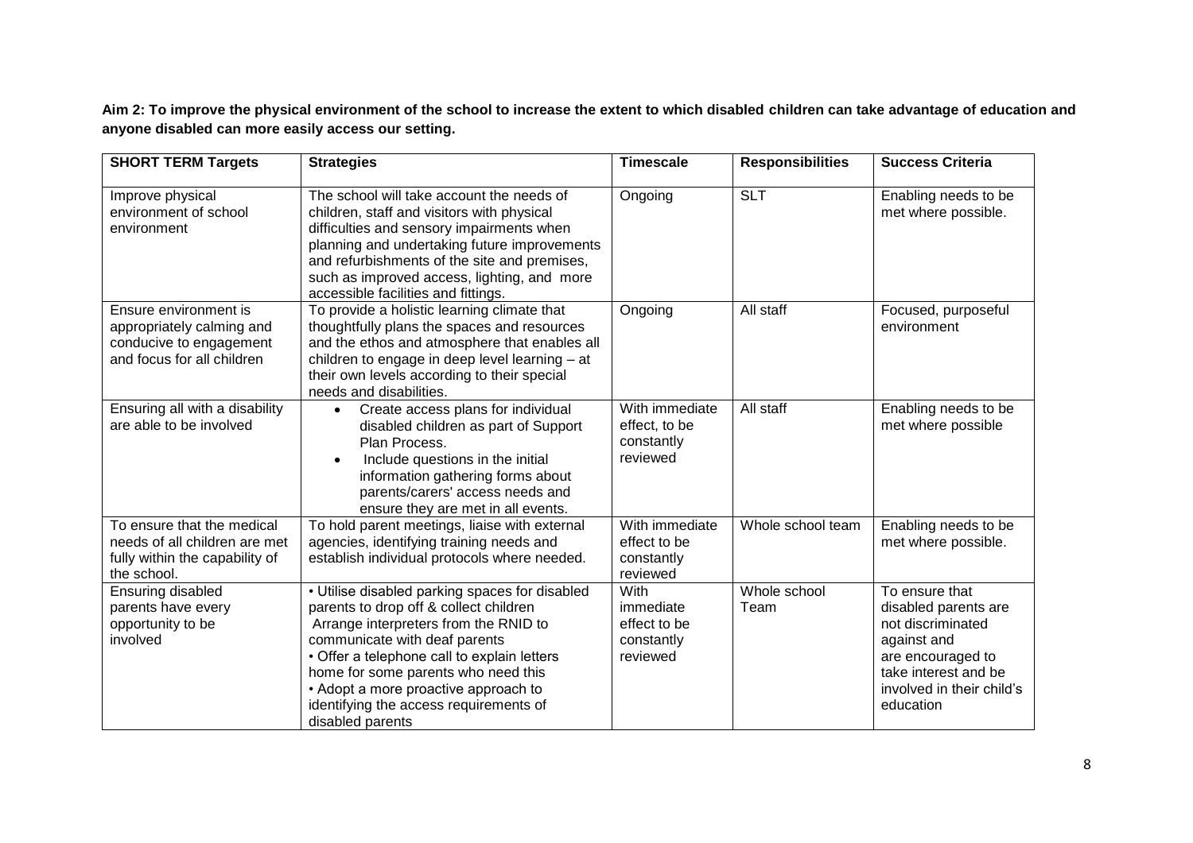**Aim 2: To improve the physical environment of the school to increase the extent to which disabled children can take advantage of education and anyone disabled can more easily access our setting.**

| SHORT TERM Targets | Strategies | Timescale | Responsibilities | Success Criteria |
|---|---|---|---|---|
| Improve physical environment of school environment | The school will take account the needs of children, staff and visitors with physical difficulties and sensory impairments when planning and undertaking future improvements and refurbishments of the site and premises, such as improved access, lighting, and more accessible facilities and fittings. | Ongoing | SLT | Enabling needs to be met where possible. |
| Ensure environment is appropriately calming and conducive to engagement and focus for all children | To provide a holistic learning climate that thoughtfully plans the spaces and resources and the ethos and atmosphere that enables all children to engage in deep level learning – at their own levels according to their special needs and disabilities. | Ongoing | All staff | Focused, purposeful environment |
| Ensuring all with a disability are able to be involved | • Create access plans for individual disabled children as part of Support Plan Process.<br>• Include questions in the initial information gathering forms about parents/carers' access needs and ensure they are met in all events. | With immediate effect, to be constantly reviewed | All staff | Enabling needs to be met where possible |
| To ensure that the medical needs of all children are met fully within the capability of the school. | To hold parent meetings, liaise with external agencies, identifying training needs and establish individual protocols where needed. | With immediate effect to be constantly reviewed | Whole school team | Enabling needs to be met where possible. |
| Ensuring disabled parents have every opportunity to be involved | • Utilise disabled parking spaces for disabled parents to drop off & collect children<br>Arrange interpreters from the RNID to communicate with deaf parents<br>• Offer a telephone call to explain letters home for some parents who need this<br>• Adopt a more proactive approach to identifying the access requirements of disabled parents | With immediate effect to be constantly reviewed | Whole school Team | To ensure that disabled parents are not discriminated against and are encouraged to take interest and be involved in their child's education |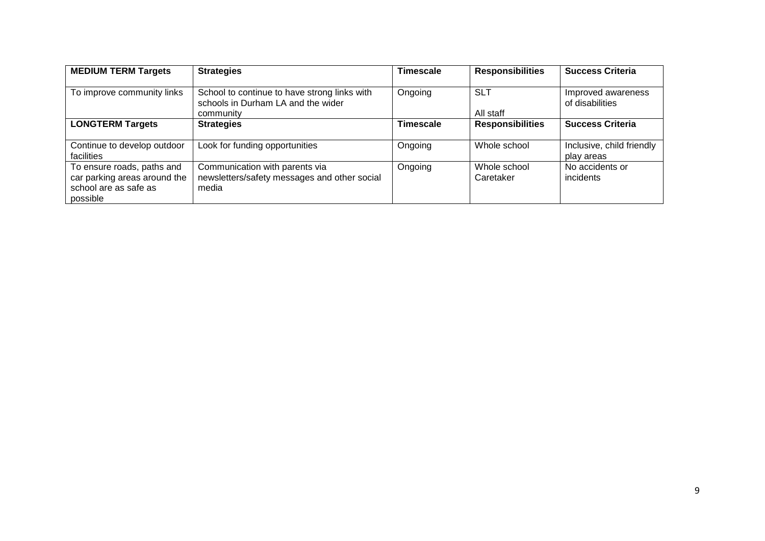| MEDIUM TERM Targets | Strategies | Timescale | Responsibilities | Success Criteria |
|---|---|---|---|---|
| To improve community links | School to continue to have strong links with schools in Durham LA and the wider community | Ongoing | SLT<br><br>All staff | Improved awareness of disabilities |
| **LONGTERM Targets** | **Strategies** | **Timescale** | **Responsibilities** | **Success Criteria** |
| Continue to develop outdoor facilities | Look for funding opportunities | Ongoing | Whole school | Inclusive, child friendly play areas |
| To ensure roads, paths and car parking areas around the school are as safe as possible | Communication with parents via newsletters/safety messages and other social media | Ongoing | Whole school<br>Caretaker | No accidents or incidents |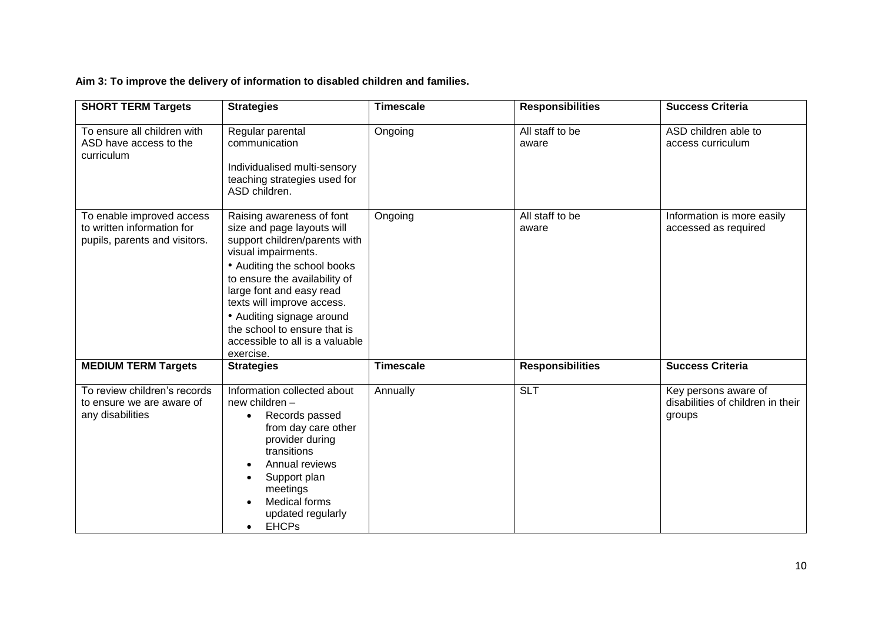**Aim 3: To improve the delivery of information to disabled children and families.**

| SHORT TERM Targets | Strategies | Timescale | Responsibilities | Success Criteria |
|---|---|---|---|---|
| To ensure all children with ASD have access to the curriculum | Regular parental communication<br><br>Individualised multi-sensory teaching strategies used for ASD children. | Ongoing | All staff to be aware | ASD children able to access curriculum |
| To enable improved access to written information for pupils, parents and visitors. | Raising awareness of font size and page layouts will support children/parents with visual impairments.<br>• Auditing the school books to ensure the availability of large font and easy read texts will improve access.<br>• Auditing signage around the school to ensure that is accessible to all is a valuable exercise. | Ongoing | All staff to be aware | Information is more easily accessed as required |
| **MEDIUM TERM Targets** | **Strategies** | **Timescale** | **Responsibilities** | **Success Criteria** |
| To review children's records to ensure we are aware of any disabilities | Information collected about new children –<br>• Records passed from day care other provider during transitions<br>• Annual reviews<br>• Support plan meetings<br>• Medical forms updated regularly<br>• EHCPs | Annually | SLT | Key persons aware of disabilities of children in their groups |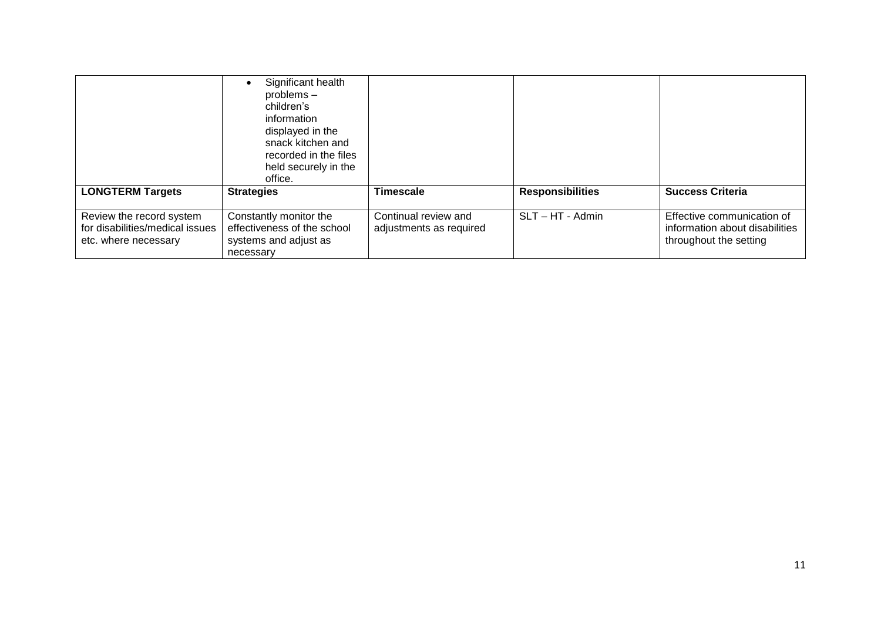| | | | | |
|---|---|---|---|---|
| | • Significant health problems – children's information displayed in the snack kitchen and recorded in the files held securely in the office. | | | |
| **LONGTERM Targets** | **Strategies** | **Timescale** | **Responsibilities** | **Success Criteria** |
| Review the record system for disabilities/medical issues etc. where necessary | Constantly monitor the effectiveness of the school systems and adjust as necessary | Continual review and adjustments as required | SLT – HT - Admin | Effective communication of information about disabilities throughout the setting |